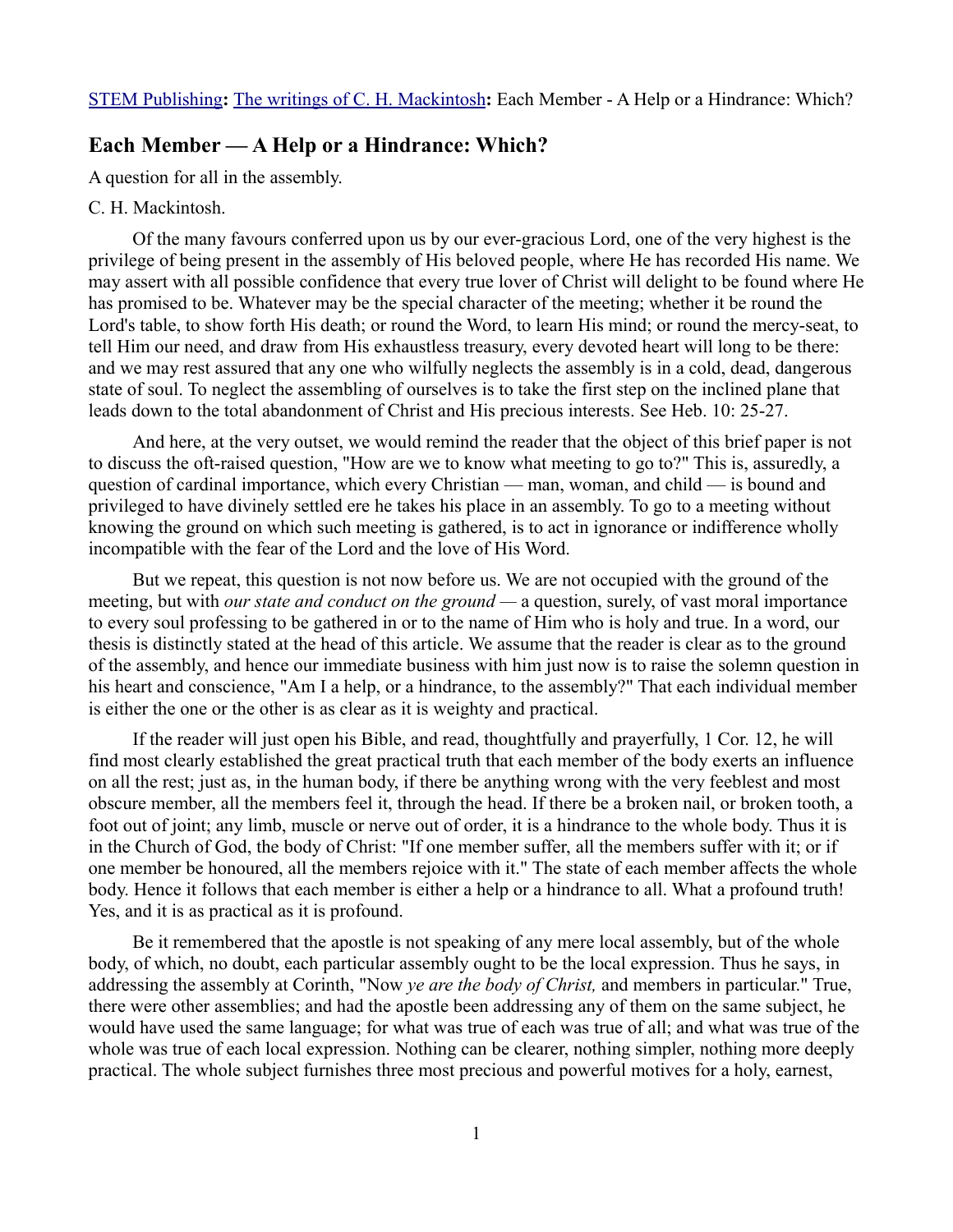STEM Publishing**:** The writings of C. H. Mackintosh**:** Each Member - A Help or a Hindrance: Which?

## Each Member — A Help or a Hindrance: Which?

A question for all in the assembly.

C. H. Mackintosh.

Of the many favours conferred upon us by our ever-gracious Lord, one of the very highest is the privilege of being present in the assembly of His beloved people, where He has recorded His name. We may assert with all possible confidence that every true lover of Christ will delight to be found where He has promised to be. Whatever may be the special character of the meeting; whether it be round the Lord's table, to show forth His death; or round the Word, to learn His mind; or round the mercy-seat, to tell Him our need, and draw from His exhaustless treasury, every devoted heart will long to be there: and we may rest assured that any one who wilfully neglects the assembly is in a cold, dead, dangerous state of soul. To neglect the assembling of ourselves is to take the first step on the inclined plane that leads down to the total abandonment of Christ and His precious interests. See Heb. 10: 25-27.

And here, at the very outset, we would remind the reader that the object of this brief paper is not to discuss the oft-raised question, "How are we to know what meeting to go to?" This is, assuredly, a question of cardinal importance, which every Christian — man, woman, and child — is bound and privileged to have divinely settled ere he takes his place in an assembly. To go to a meeting without knowing the ground on which such meeting is gathered, is to act in ignorance or indifference wholly incompatible with the fear of the Lord and the love of His Word.

But we repeat, this question is not now before us. We are not occupied with the ground of the meeting, but with *our state and conduct on the ground* — a question, surely, of vast moral importance to every soul professing to be gathered in or to the name of Him who is holy and true. In a word, our thesis is distinctly stated at the head of this article. We assume that the reader is clear as to the ground of the assembly, and hence our immediate business with him just now is to raise the solemn question in his heart and conscience, "Am I a help, or a hindrance, to the assembly?" That each individual member is either the one or the other is as clear as it is weighty and practical.

If the reader will just open his Bible, and read, thoughtfully and prayerfully, 1 Cor. 12, he will find most clearly established the great practical truth that each member of the body exerts an influence on all the rest; just as, in the human body, if there be anything wrong with the very feeblest and most obscure member, all the members feel it, through the head. If there be a broken nail, or broken tooth, a foot out of joint; any limb, muscle or nerve out of order, it is a hindrance to the whole body. Thus it is in the Church of God, the body of Christ: "If one member suffer, all the members suffer with it; or if one member be honoured, all the members rejoice with it." The state of each member affects the whole body. Hence it follows that each member is either a help or a hindrance to all. What a profound truth! Yes, and it is as practical as it is profound.

Be it remembered that the apostle is not speaking of any mere local assembly, but of the whole body, of which, no doubt, each particular assembly ought to be the local expression. Thus he says, in addressing the assembly at Corinth, "Now *ye are the body of Christ,* and members in particular." True, there were other assemblies; and had the apostle been addressing any of them on the same subject, he would have used the same language; for what was true of each was true of all; and what was true of the whole was true of each local expression. Nothing can be clearer, nothing simpler, nothing more deeply practical. The whole subject furnishes three most precious and powerful motives for a holy, earnest,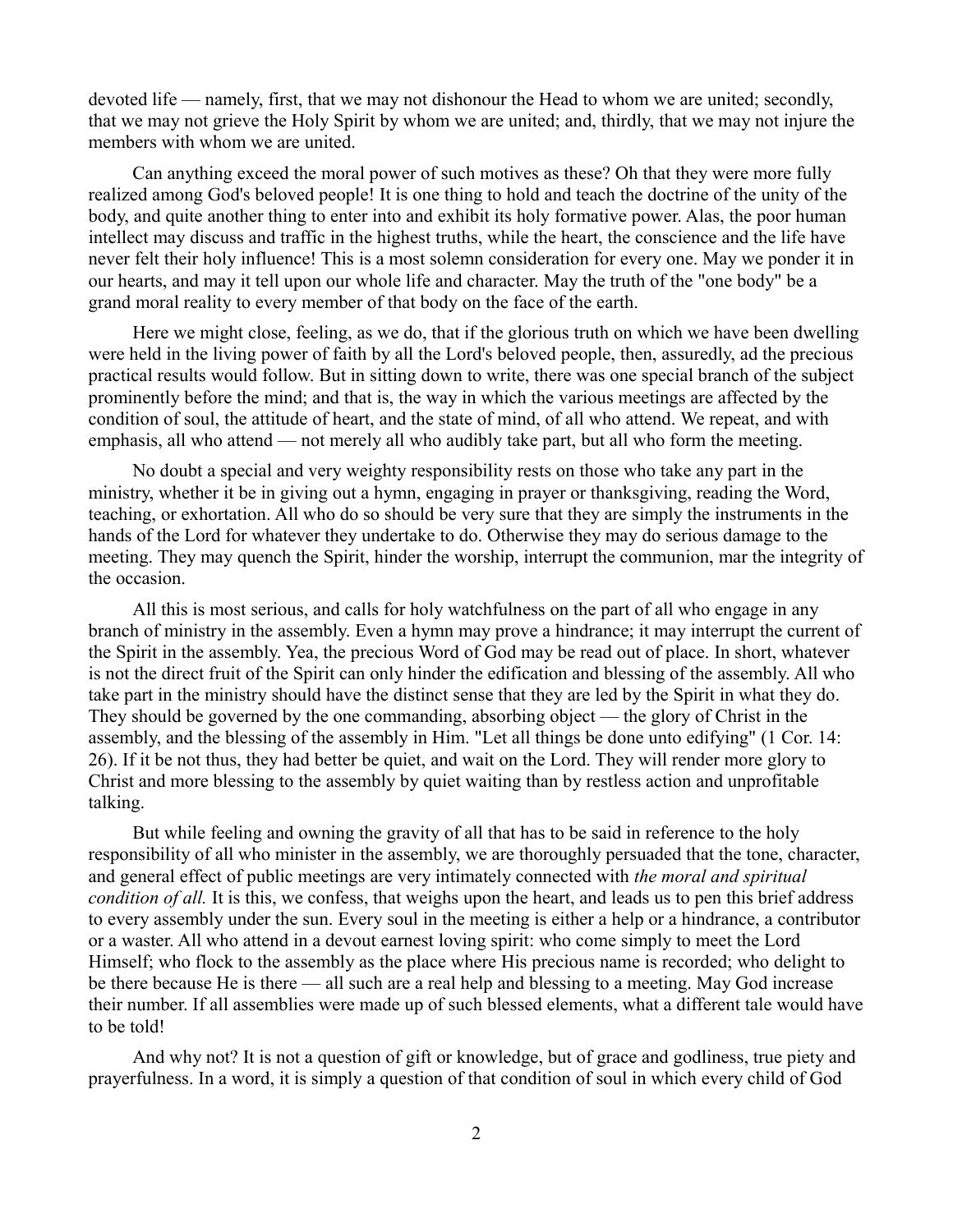devoted life — namely, first, that we may not dishonour the Head to whom we are united; secondly, that we may not grieve the Holy Spirit by whom we are united; and, thirdly, that we may not injure the members with whom we are united.

Can anything exceed the moral power of such motives as these? Oh that they were more fully realized among God's beloved people! It is one thing to hold and teach the doctrine of the unity of the body, and quite another thing to enter into and exhibit its holy formative power. Alas, the poor human intellect may discuss and traffic in the highest truths, while the heart, the conscience and the life have never felt their holy influence! This is a most solemn consideration for every one. May we ponder it in our hearts, and may it tell upon our whole life and character. May the truth of the "one body" be a grand moral reality to every member of that body on the face of the earth.

Here we might close, feeling, as we do, that if the glorious truth on which we have been dwelling were held in the living power of faith by all the Lord's beloved people, then, assuredly, ad the precious practical results would follow. But in sitting down to write, there was one special branch of the subject prominently before the mind; and that is, the way in which the various meetings are affected by the condition of soul, the attitude of heart, and the state of mind, of all who attend. We repeat, and with emphasis, all who attend — not merely all who audibly take part, but all who form the meeting.

No doubt a special and very weighty responsibility rests on those who take any part in the ministry, whether it be in giving out a hymn, engaging in prayer or thanksgiving, reading the Word, teaching, or exhortation. All who do so should be very sure that they are simply the instruments in the hands of the Lord for whatever they undertake to do. Otherwise they may do serious damage to the meeting. They may quench the Spirit, hinder the worship, interrupt the communion, mar the integrity of the occasion.

All this is most serious, and calls for holy watchfulness on the part of all who engage in any branch of ministry in the assembly. Even a hymn may prove a hindrance; it may interrupt the current of the Spirit in the assembly. Yea, the precious Word of God may be read out of place. In short, whatever is not the direct fruit of the Spirit can only hinder the edification and blessing of the assembly. All who take part in the ministry should have the distinct sense that they are led by the Spirit in what they do. They should be governed by the one commanding, absorbing object — the glory of Christ in the assembly, and the blessing of the assembly in Him. "Let all things be done unto edifying" (1 Cor. 14: 26). If it be not thus, they had better be quiet, and wait on the Lord. They will render more glory to Christ and more blessing to the assembly by quiet waiting than by restless action and unprofitable talking.

But while feeling and owning the gravity of all that has to be said in reference to the holy responsibility of all who minister in the assembly, we are thoroughly persuaded that the tone, character, and general effect of public meetings are very intimately connected with *the moral and spiritual condition of all.* It is this, we confess, that weighs upon the heart, and leads us to pen this brief address to every assembly under the sun. Every soul in the meeting is either a help or a hindrance, a contributor or a waster. All who attend in a devout earnest loving spirit: who come simply to meet the Lord Himself; who flock to the assembly as the place where His precious name is recorded; who delight to be there because He is there — all such are a real help and blessing to a meeting. May God increase their number. If all assemblies were made up of such blessed elements, what a different tale would have to be told!

And why not? It is not a question of gift or knowledge, but of grace and godliness, true piety and prayerfulness. In a word, it is simply a question of that condition of soul in which every child of God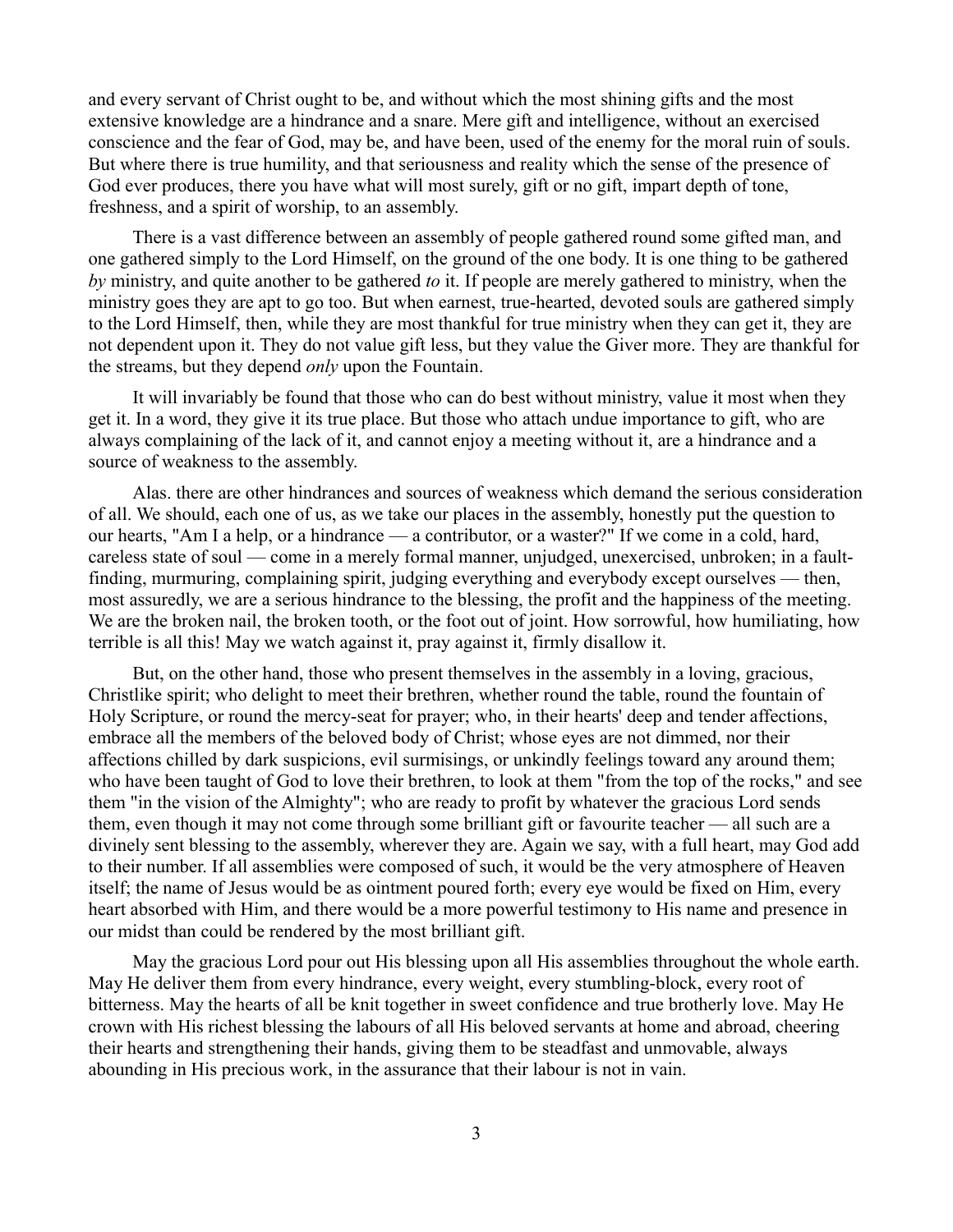and every servant of Christ ought to be, and without which the most shining gifts and the most extensive knowledge are a hindrance and a snare. Mere gift and intelligence, without an exercised conscience and the fear of God, may be, and have been, used of the enemy for the moral ruin of souls. But where there is true humility, and that seriousness and reality which the sense of the presence of God ever produces, there you have what will most surely, gift or no gift, impart depth of tone, freshness, and a spirit of worship, to an assembly.

There is a vast difference between an assembly of people gathered round some gifted man, and one gathered simply to the Lord Himself, on the ground of the one body. It is one thing to be gathered *by* ministry, and quite another to be gathered *to* it. If people are merely gathered to ministry, when the ministry goes they are apt to go too. But when earnest, true-hearted, devoted souls are gathered simply to the Lord Himself, then, while they are most thankful for true ministry when they can get it, they are not dependent upon it. They do not value gift less, but they value the Giver more. They are thankful for the streams, but they depend *only* upon the Fountain.

It will invariably be found that those who can do best without ministry, value it most when they get it. In a word, they give it its true place. But those who attach undue importance to gift, who are always complaining of the lack of it, and cannot enjoy a meeting without it, are a hindrance and a source of weakness to the assembly.

Alas. there are other hindrances and sources of weakness which demand the serious consideration of all. We should, each one of us, as we take our places in the assembly, honestly put the question to our hearts, "Am I a help, or a hindrance — a contributor, or a waster?" If we come in a cold, hard, careless state of soul — come in a merely formal manner, unjudged, unexercised, unbroken; in a fault-finding, murmuring, complaining spirit, judging everything and everybody except ourselves — then, most assuredly, we are a serious hindrance to the blessing, the profit and the happiness of the meeting. We are the broken nail, the broken tooth, or the foot out of joint. How sorrowful, how humiliating, how terrible is all this! May we watch against it, pray against it, firmly disallow it.

But, on the other hand, those who present themselves in the assembly in a loving, gracious, Christlike spirit; who delight to meet their brethren, whether round the table, round the fountain of Holy Scripture, or round the mercy-seat for prayer; who, in their hearts' deep and tender affections, embrace all the members of the beloved body of Christ; whose eyes are not dimmed, nor their affections chilled by dark suspicions, evil surmisings, or unkindly feelings toward any around them; who have been taught of God to love their brethren, to look at them "from the top of the rocks," and see them "in the vision of the Almighty"; who are ready to profit by whatever the gracious Lord sends them, even though it may not come through some brilliant gift or favourite teacher — all such are a divinely sent blessing to the assembly, wherever they are. Again we say, with a full heart, may God add to their number. If all assemblies were composed of such, it would be the very atmosphere of Heaven itself; the name of Jesus would be as ointment poured forth; every eye would be fixed on Him, every heart absorbed with Him, and there would be a more powerful testimony to His name and presence in our midst than could be rendered by the most brilliant gift.

May the gracious Lord pour out His blessing upon all His assemblies throughout the whole earth. May He deliver them from every hindrance, every weight, every stumbling-block, every root of bitterness. May the hearts of all be knit together in sweet confidence and true brotherly love. May He crown with His richest blessing the labours of all His beloved servants at home and abroad, cheering their hearts and strengthening their hands, giving them to be steadfast and unmovable, always abounding in His precious work, in the assurance that their labour is not in vain.